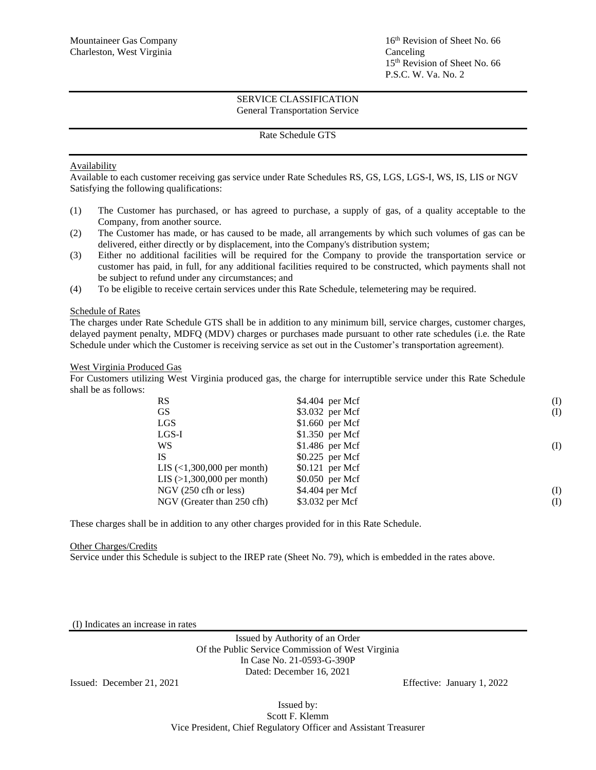Mountaineer Gas Company
Charleston, West Virginia

16th Revision of Sheet No. 66
Canceling
15th Revision of Sheet No. 66
P.S.C. W. Va. No. 2

SERVICE CLASSIFICATION
General Transportation Service

Rate Schedule GTS

Availability

Available to each customer receiving gas service under Rate Schedules RS, GS, LGS, LGS-I, WS, IS, LIS or NGV Satisfying the following qualifications:

(1) The Customer has purchased, or has agreed to purchase, a supply of gas, of a quality acceptable to the Company, from another source.
(2) The Customer has made, or has caused to be made, all arrangements by which such volumes of gas can be delivered, either directly or by displacement, into the Company's distribution system;
(3) Either no additional facilities will be required for the Company to provide the transportation service or customer has paid, in full, for any additional facilities required to be constructed, which payments shall not be subject to refund under any circumstances; and
(4) To be eligible to receive certain services under this Rate Schedule, telemetering may be required.

Schedule of Rates

The charges under Rate Schedule GTS shall be in addition to any minimum bill, service charges, customer charges, delayed payment penalty, MDFQ (MDV) charges or purchases made pursuant to other rate schedules (i.e. the Rate Schedule under which the Customer is receiving service as set out in the Customer's transportation agreement).

West Virginia Produced Gas

For Customers utilizing West Virginia produced gas, the charge for interruptible service under this Rate Schedule shall be as follows:

| | | |
|---|---|---|
| RS | $4.404 per Mcf | (I) |
| GS | $3.032 per Mcf | (I) |
| LGS | $1.660 per Mcf | |
| LGS-I | $1.350 per Mcf | |
| WS | $1.486 per Mcf | (I) |
| IS | $0.225 per Mcf | |
| LIS (<1,300,000 per month) | $0.121 per Mcf | |
| LIS (>1,300,000 per month) | $0.050 per Mcf | |
| NGV (250 cfh or less) | $4.404 per Mcf | (I) |
| NGV (Greater than 250 cfh) | $3.032 per Mcf | (I) |

These charges shall be in addition to any other charges provided for in this Rate Schedule.

Other Charges/Credits

Service under this Schedule is subject to the IREP rate (Sheet No. 79), which is embedded in the rates above.

(I) Indicates an increase in rates

Issued by Authority of an Order
Of the Public Service Commission of West Virginia
In Case No. 21-0593-G-390P
Dated: December 16, 2021

Issued: December 21, 2021

Effective: January 1, 2022

Issued by:
Scott F. Klemm
Vice President, Chief Regulatory Officer and Assistant Treasurer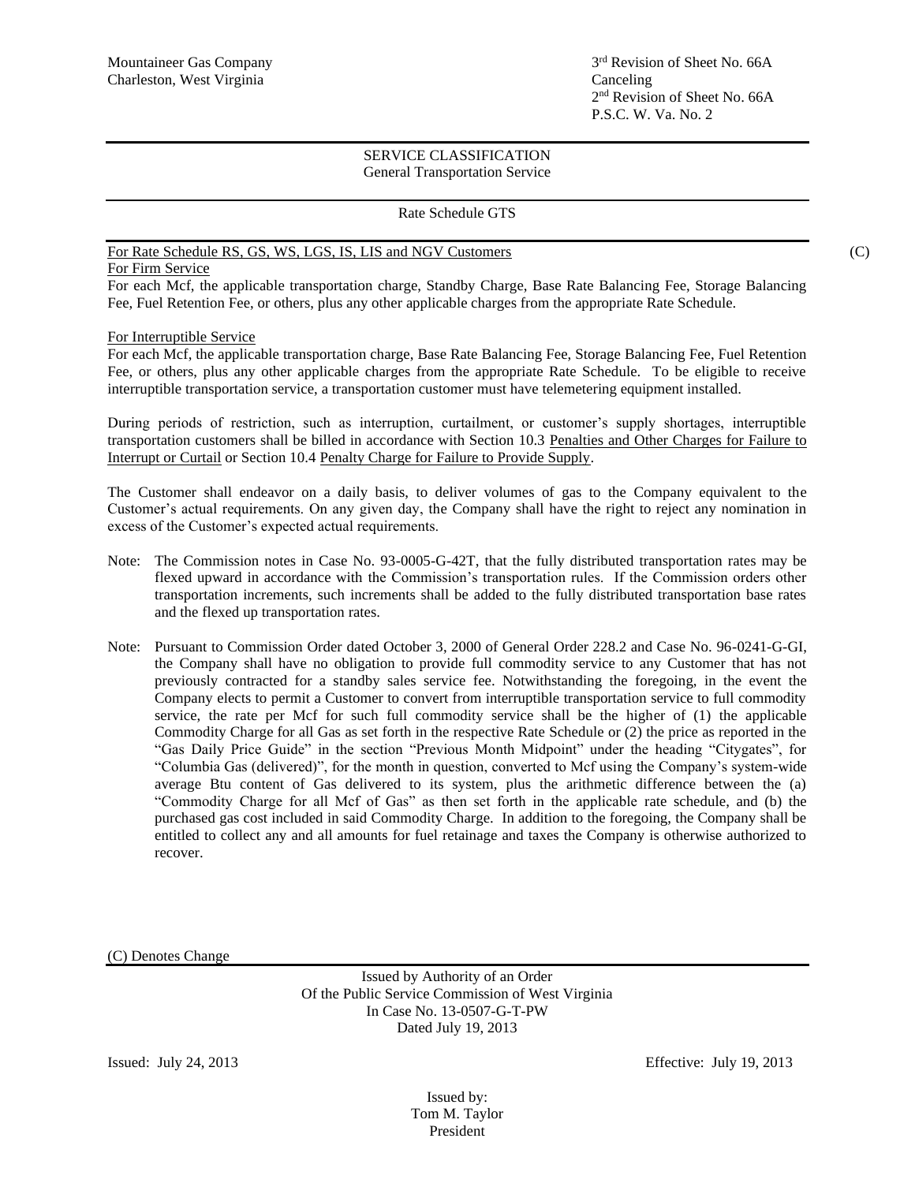Mountaineer Gas Company
Charleston, West Virginia

3rd Revision of Sheet No. 66A
Canceling
2nd Revision of Sheet No. 66A
P.S.C. W. Va. No. 2

## SERVICE CLASSIFICATION
General Transportation Service

### Rate Schedule GTS

For Rate Schedule RS, GS, WS, LGS, IS, LIS and NGV Customers (C)

For Firm Service

For each Mcf, the applicable transportation charge, Standby Charge, Base Rate Balancing Fee, Storage Balancing Fee, Fuel Retention Fee, or others, plus any other applicable charges from the appropriate Rate Schedule.

For Interruptible Service

For each Mcf, the applicable transportation charge, Base Rate Balancing Fee, Storage Balancing Fee, Fuel Retention Fee, or others, plus any other applicable charges from the appropriate Rate Schedule. To be eligible to receive interruptible transportation service, a transportation customer must have telemetering equipment installed.

During periods of restriction, such as interruption, curtailment, or customer's supply shortages, interruptible transportation customers shall be billed in accordance with Section 10.3 Penalties and Other Charges for Failure to Interrupt or Curtail or Section 10.4 Penalty Charge for Failure to Provide Supply.

The Customer shall endeavor on a daily basis, to deliver volumes of gas to the Company equivalent to the Customer's actual requirements. On any given day, the Company shall have the right to reject any nomination in excess of the Customer's expected actual requirements.

Note: The Commission notes in Case No. 93-0005-G-42T, that the fully distributed transportation rates may be flexed upward in accordance with the Commission's transportation rules. If the Commission orders other transportation increments, such increments shall be added to the fully distributed transportation base rates and the flexed up transportation rates.

Note: Pursuant to Commission Order dated October 3, 2000 of General Order 228.2 and Case No. 96-0241-G-GI, the Company shall have no obligation to provide full commodity service to any Customer that has not previously contracted for a standby sales service fee. Notwithstanding the foregoing, in the event the Company elects to permit a Customer to convert from interruptible transportation service to full commodity service, the rate per Mcf for such full commodity service shall be the higher of (1) the applicable Commodity Charge for all Gas as set forth in the respective Rate Schedule or (2) the price as reported in the "Gas Daily Price Guide" in the section "Previous Month Midpoint" under the heading "Citygates", for "Columbia Gas (delivered)", for the month in question, converted to Mcf using the Company's system-wide average Btu content of Gas delivered to its system, plus the arithmetic difference between the (a) "Commodity Charge for all Mcf of Gas" as then set forth in the applicable rate schedule, and (b) the purchased gas cost included in said Commodity Charge. In addition to the foregoing, the Company shall be entitled to collect any and all amounts for fuel retainage and taxes the Company is otherwise authorized to recover.

(C) Denotes Change

Issued by Authority of an Order
Of the Public Service Commission of West Virginia
In Case No. 13-0507-G-T-PW
Dated July 19, 2013

Issued: July 24, 2013

Effective: July 19, 2013

Issued by:
Tom M. Taylor
President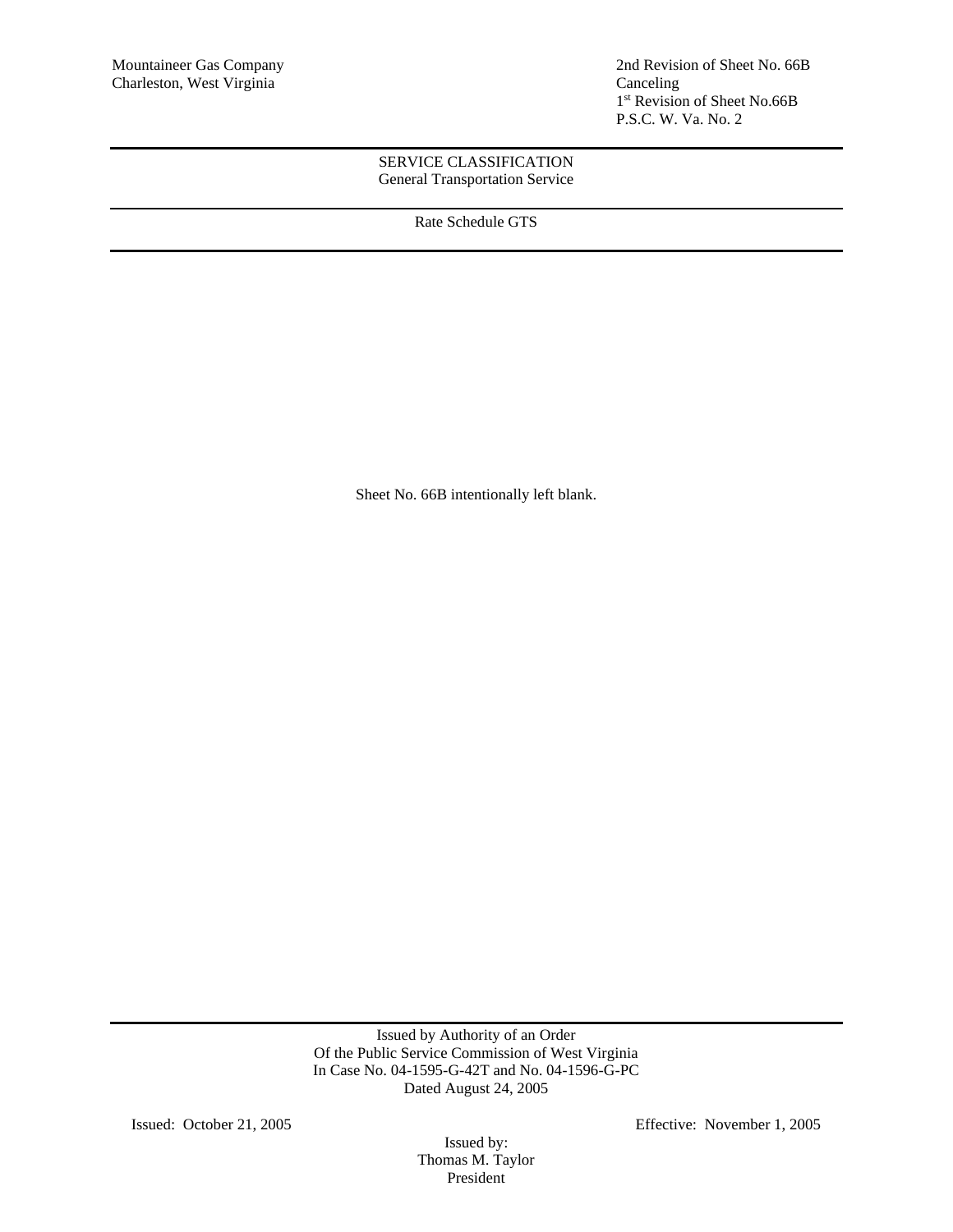Mountaineer Gas Company
Charleston, West Virginia

2nd Revision of Sheet No. 66B
Canceling
1st Revision of Sheet No.66B
P.S.C. W. Va. No. 2

SERVICE CLASSIFICATION
General Transportation Service

Rate Schedule GTS

Sheet No. 66B intentionally left blank.

Issued by Authority of an Order
Of the Public Service Commission of West Virginia
In Case No. 04-1595-G-42T and No. 04-1596-G-PC
Dated August 24, 2005

Issued: October 21, 2005

Effective: November 1, 2005

Issued by:
Thomas M. Taylor
President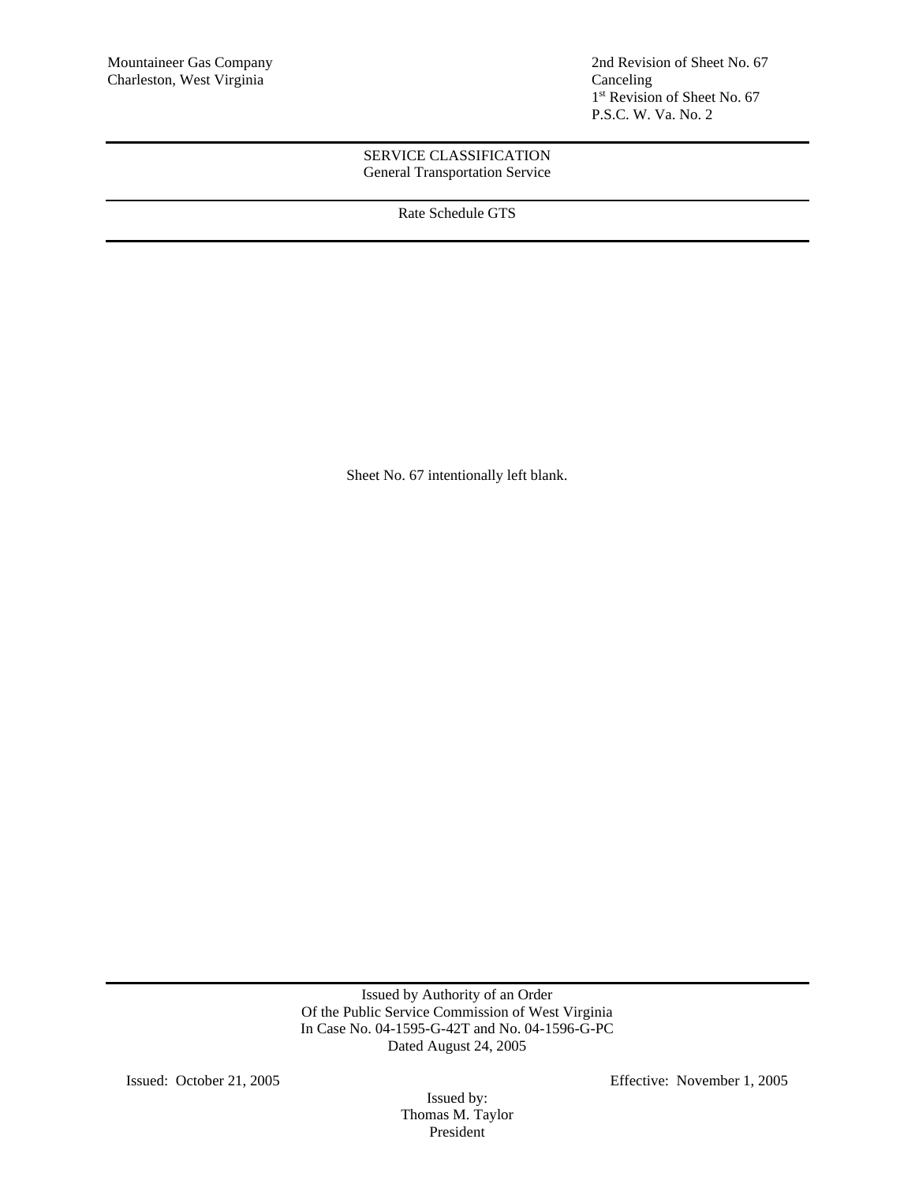Mountaineer Gas Company
Charleston, West Virginia

2nd Revision of Sheet No. 67
Canceling
1st Revision of Sheet No. 67
P.S.C. W. Va. No. 2

SERVICE CLASSIFICATION
General Transportation Service

Rate Schedule GTS

Sheet No. 67 intentionally left blank.

Issued by Authority of an Order
Of the Public Service Commission of West Virginia
In Case No. 04-1595-G-42T and No. 04-1596-G-PC
Dated August 24, 2005

Issued: October 21, 2005

Effective: November 1, 2005

Issued by:
Thomas M. Taylor
President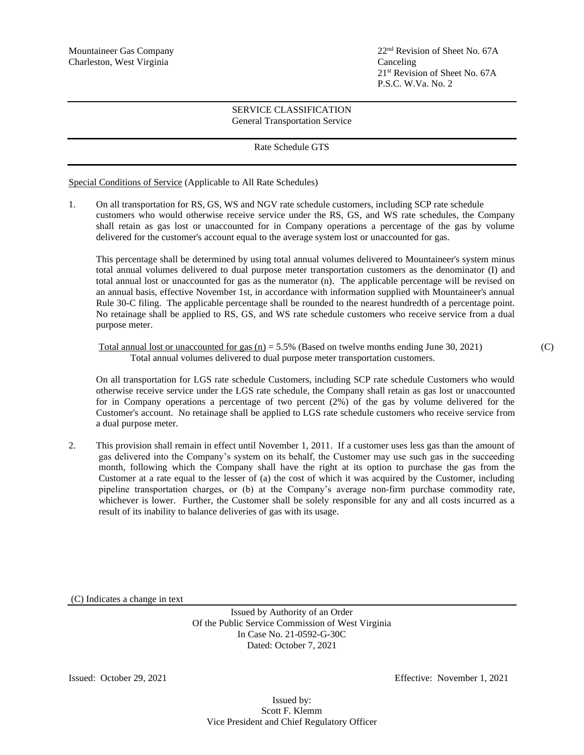Mountaineer Gas Company
Charleston, West Virginia

22nd Revision of Sheet No. 67A
Canceling
21st Revision of Sheet No. 67A
P.S.C. W.Va. No. 2

SERVICE CLASSIFICATION
General Transportation Service

Rate Schedule GTS

Special Conditions of Service (Applicable to All Rate Schedules)

1. On all transportation for RS, GS, WS and NGV rate schedule customers, including SCP rate schedule customers who would otherwise receive service under the RS, GS, and WS rate schedules, the Company shall retain as gas lost or unaccounted for in Company operations a percentage of the gas by volume delivered for the customer's account equal to the average system lost or unaccounted for gas.

   This percentage shall be determined by using total annual volumes delivered to Mountaineer's system minus total annual volumes delivered to dual purpose meter transportation customers as the denominator (I) and total annual lost or unaccounted for gas as the numerator (n). The applicable percentage will be revised on an annual basis, effective November 1st, in accordance with information supplied with Mountaineer's annual Rule 30-C filing. The applicable percentage shall be rounded to the nearest hundredth of a percentage point. No retainage shall be applied to RS, GS, and WS rate schedule customers who receive service from a dual purpose meter.

   Total annual lost or unaccounted for gas (n) = 5.5% (Based on twelve months ending June 30, 2021) (C)
   Total annual volumes delivered to dual purpose meter transportation customers.

   On all transportation for LGS rate schedule Customers, including SCP rate schedule Customers who would otherwise receive service under the LGS rate schedule, the Company shall retain as gas lost or unaccounted for in Company operations a percentage of two percent (2%) of the gas by volume delivered for the Customer's account. No retainage shall be applied to LGS rate schedule customers who receive service from a dual purpose meter.

2. This provision shall remain in effect until November 1, 2011. If a customer uses less gas than the amount of gas delivered into the Company's system on its behalf, the Customer may use such gas in the succeeding month, following which the Company shall have the right at its option to purchase the gas from the Customer at a rate equal to the lesser of (a) the cost of which it was acquired by the Customer, including pipeline transportation charges, or (b) at the Company's average non-firm purchase commodity rate, whichever is lower. Further, the Customer shall be solely responsible for any and all costs incurred as a result of its inability to balance deliveries of gas with its usage.

(C) Indicates a change in text

Issued by Authority of an Order
Of the Public Service Commission of West Virginia
In Case No. 21-0592-G-30C
Dated: October 7, 2021

Issued: October 29, 2021

Effective: November 1, 2021

Issued by:
Scott F. Klemm
Vice President and Chief Regulatory Officer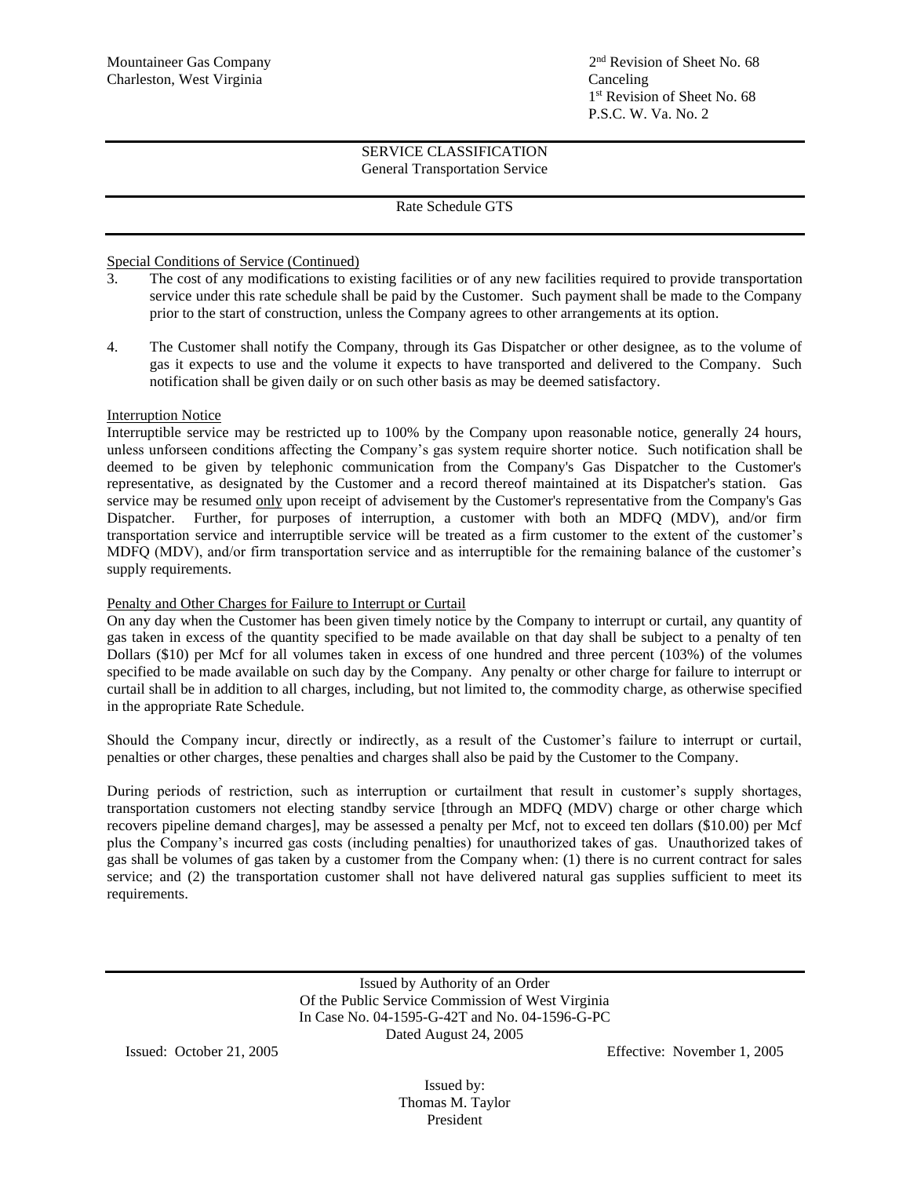Mountaineer Gas Company
Charleston, West Virginia

2nd Revision of Sheet No. 68
Canceling
1st Revision of Sheet No. 68
P.S.C. W. Va. No. 2

SERVICE CLASSIFICATION
General Transportation Service

Rate Schedule GTS

Special Conditions of Service (Continued)

3. The cost of any modifications to existing facilities or of any new facilities required to provide transportation service under this rate schedule shall be paid by the Customer. Such payment shall be made to the Company prior to the start of construction, unless the Company agrees to other arrangements at its option.

4. The Customer shall notify the Company, through its Gas Dispatcher or other designee, as to the volume of gas it expects to use and the volume it expects to have transported and delivered to the Company. Such notification shall be given daily or on such other basis as may be deemed satisfactory.

Interruption Notice

Interruptible service may be restricted up to 100% by the Company upon reasonable notice, generally 24 hours, unless unforseen conditions affecting the Company's gas system require shorter notice. Such notification shall be deemed to be given by telephonic communication from the Company's Gas Dispatcher to the Customer's representative, as designated by the Customer and a record thereof maintained at its Dispatcher's station. Gas service may be resumed only upon receipt of advisement by the Customer's representative from the Company's Gas Dispatcher. Further, for purposes of interruption, a customer with both an MDFQ (MDV), and/or firm transportation service and interruptible service will be treated as a firm customer to the extent of the customer's MDFQ (MDV), and/or firm transportation service and as interruptible for the remaining balance of the customer's supply requirements.

Penalty and Other Charges for Failure to Interrupt or Curtail

On any day when the Customer has been given timely notice by the Company to interrupt or curtail, any quantity of gas taken in excess of the quantity specified to be made available on that day shall be subject to a penalty of ten Dollars ($10) per Mcf for all volumes taken in excess of one hundred and three percent (103%) of the volumes specified to be made available on such day by the Company. Any penalty or other charge for failure to interrupt or curtail shall be in addition to all charges, including, but not limited to, the commodity charge, as otherwise specified in the appropriate Rate Schedule.

Should the Company incur, directly or indirectly, as a result of the Customer's failure to interrupt or curtail, penalties or other charges, these penalties and charges shall also be paid by the Customer to the Company.

During periods of restriction, such as interruption or curtailment that result in customer's supply shortages, transportation customers not electing standby service [through an MDFQ (MDV) charge or other charge which recovers pipeline demand charges], may be assessed a penalty per Mcf, not to exceed ten dollars ($10.00) per Mcf plus the Company's incurred gas costs (including penalties) for unauthorized takes of gas. Unauthorized takes of gas shall be volumes of gas taken by a customer from the Company when: (1) there is no current contract for sales service; and (2) the transportation customer shall not have delivered natural gas supplies sufficient to meet its requirements.

Issued by Authority of an Order
Of the Public Service Commission of West Virginia
In Case No. 04-1595-G-42T and No. 04-1596-G-PC
Dated August 24, 2005

Issued: October 21, 2005

Effective: November 1, 2005

Issued by:
Thomas M. Taylor
President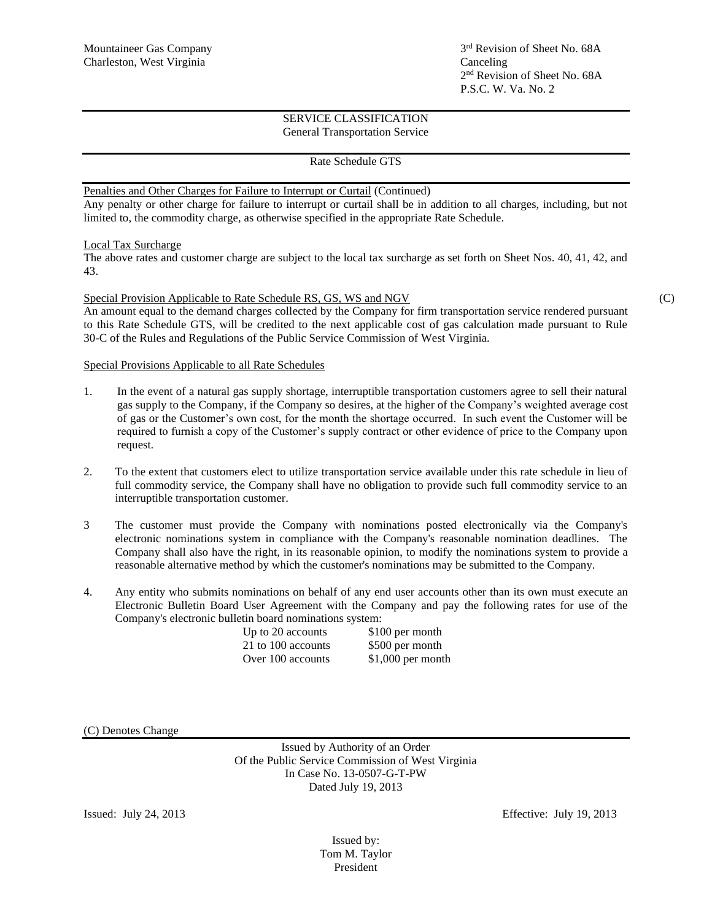Mountaineer Gas Company
Charleston, West Virginia

3rd Revision of Sheet No. 68A
Canceling
2nd Revision of Sheet No. 68A
P.S.C. W. Va. No. 2

SERVICE CLASSIFICATION
General Transportation Service

Rate Schedule GTS

Penalties and Other Charges for Failure to Interrupt or Curtail (Continued)
Any penalty or other charge for failure to interrupt or curtail shall be in addition to all charges, including, but not limited to, the commodity charge, as otherwise specified in the appropriate Rate Schedule.

Local Tax Surcharge
The above rates and customer charge are subject to the local tax surcharge as set forth on Sheet Nos. 40, 41, 42, and 43.

Special Provision Applicable to Rate Schedule RS, GS, WS and NGV (C)
An amount equal to the demand charges collected by the Company for firm transportation service rendered pursuant to this Rate Schedule GTS, will be credited to the next applicable cost of gas calculation made pursuant to Rule 30-C of the Rules and Regulations of the Public Service Commission of West Virginia.

Special Provisions Applicable to all Rate Schedules

1. In the event of a natural gas supply shortage, interruptible transportation customers agree to sell their natural gas supply to the Company, if the Company so desires, at the higher of the Company's weighted average cost of gas or the Customer's own cost, for the month the shortage occurred. In such event the Customer will be required to furnish a copy of the Customer's supply contract or other evidence of price to the Company upon request.

2. To the extent that customers elect to utilize transportation service available under this rate schedule in lieu of full commodity service, the Company shall have no obligation to provide such full commodity service to an interruptible transportation customer.

3 The customer must provide the Company with nominations posted electronically via the Company's electronic nominations system in compliance with the Company's reasonable nomination deadlines. The Company shall also have the right, in its reasonable opinion, to modify the nominations system to provide a reasonable alternative method by which the customer's nominations may be submitted to the Company.

4. Any entity who submits nominations on behalf of any end user accounts other than its own must execute an Electronic Bulletin Board User Agreement with the Company and pay the following rates for use of the Company's electronic bulletin board nominations system:

| | |
|---|---|
| Up to 20 accounts | $100 per month |
| 21 to 100 accounts | $500 per month |
| Over 100 accounts | $1,000 per month |

(C) Denotes Change

Issued by Authority of an Order
Of the Public Service Commission of West Virginia
In Case No. 13-0507-G-T-PW
Dated July 19, 2013

Issued: July 24, 2013 Effective: July 19, 2013

Issued by:
Tom M. Taylor
President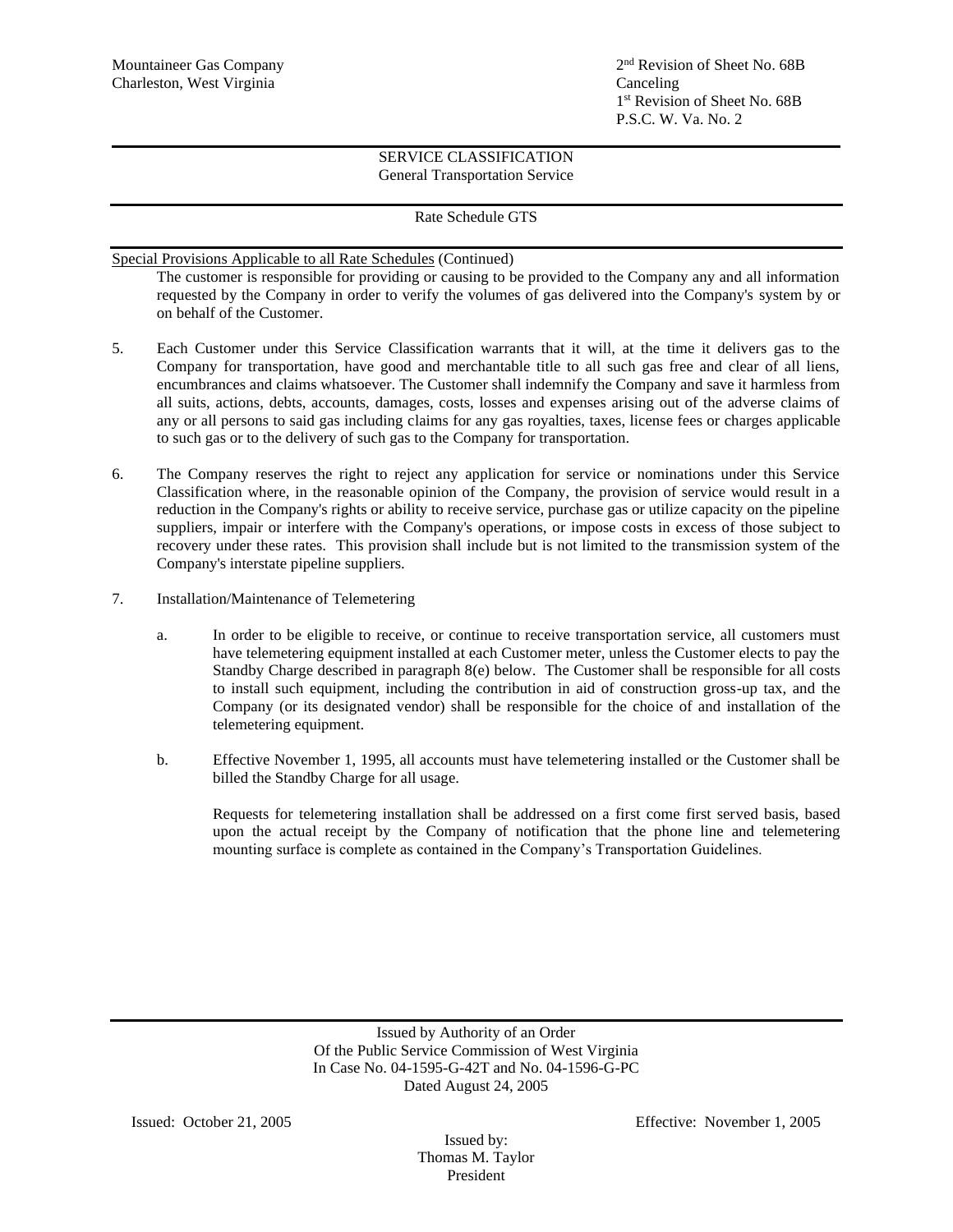Mountaineer Gas Company
Charleston, West Virginia

2nd Revision of Sheet No. 68B
Canceling
1st Revision of Sheet No. 68B
P.S.C. W. Va. No. 2

SERVICE CLASSIFICATION
General Transportation Service

Rate Schedule GTS

Special Provisions Applicable to all Rate Schedules (Continued)

The customer is responsible for providing or causing to be provided to the Company any and all information requested by the Company in order to verify the volumes of gas delivered into the Company's system by or on behalf of the Customer.

5. Each Customer under this Service Classification warrants that it will, at the time it delivers gas to the Company for transportation, have good and merchantable title to all such gas free and clear of all liens, encumbrances and claims whatsoever. The Customer shall indemnify the Company and save it harmless from all suits, actions, debts, accounts, damages, costs, losses and expenses arising out of the adverse claims of any or all persons to said gas including claims for any gas royalties, taxes, license fees or charges applicable to such gas or to the delivery of such gas to the Company for transportation.

6. The Company reserves the right to reject any application for service or nominations under this Service Classification where, in the reasonable opinion of the Company, the provision of service would result in a reduction in the Company's rights or ability to receive service, purchase gas or utilize capacity on the pipeline suppliers, impair or interfere with the Company's operations, or impose costs in excess of those subject to recovery under these rates. This provision shall include but is not limited to the transmission system of the Company's interstate pipeline suppliers.

7. Installation/Maintenance of Telemetering

   a. In order to be eligible to receive, or continue to receive transportation service, all customers must have telemetering equipment installed at each Customer meter, unless the Customer elects to pay the Standby Charge described in paragraph 8(e) below. The Customer shall be responsible for all costs to install such equipment, including the contribution in aid of construction gross-up tax, and the Company (or its designated vendor) shall be responsible for the choice of and installation of the telemetering equipment.

   b. Effective November 1, 1995, all accounts must have telemetering installed or the Customer shall be billed the Standby Charge for all usage.

      Requests for telemetering installation shall be addressed on a first come first served basis, based upon the actual receipt by the Company of notification that the phone line and telemetering mounting surface is complete as contained in the Company's Transportation Guidelines.

Issued by Authority of an Order
Of the Public Service Commission of West Virginia
In Case No. 04-1595-G-42T and No. 04-1596-G-PC
Dated August 24, 2005

Issued: October 21, 2005

Effective: November 1, 2005

Issued by:
Thomas M. Taylor
President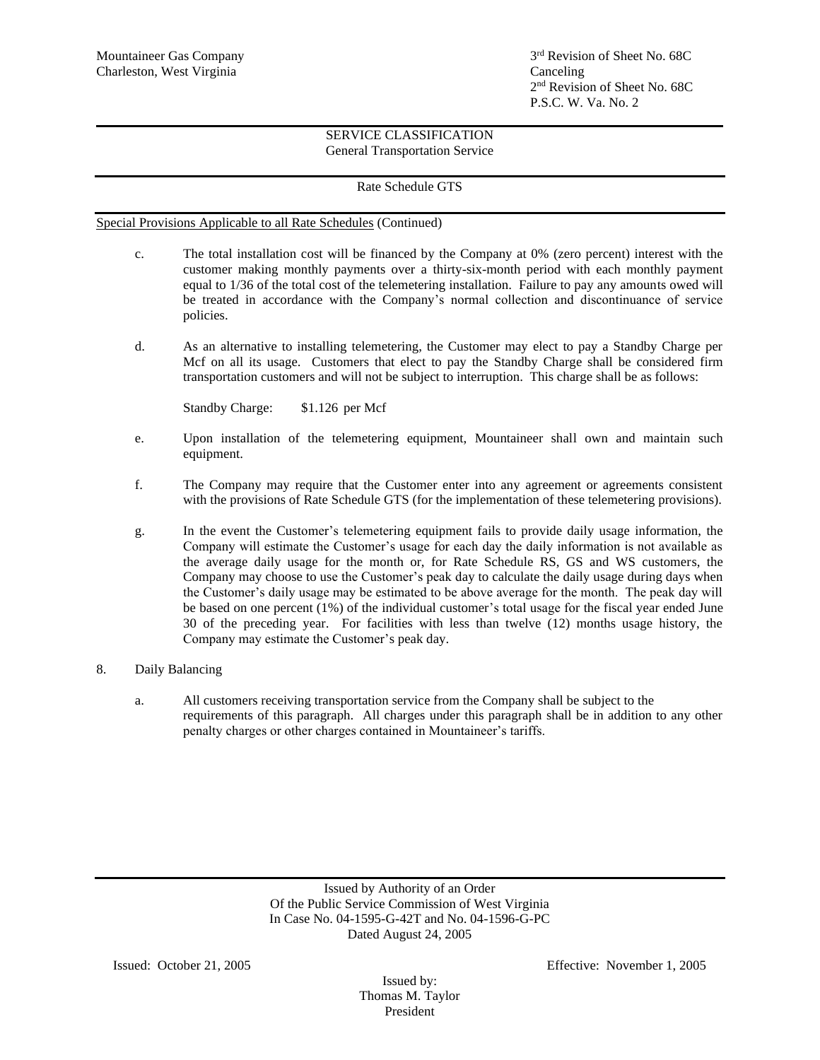Mountaineer Gas Company
Charleston, West Virginia

3rd Revision of Sheet No. 68C
Canceling
2nd Revision of Sheet No. 68C
P.S.C. W. Va. No. 2

SERVICE CLASSIFICATION
General Transportation Service

Rate Schedule GTS

Special Provisions Applicable to all Rate Schedules (Continued)

c. The total installation cost will be financed by the Company at 0% (zero percent) interest with the customer making monthly payments over a thirty-six-month period with each monthly payment equal to 1/36 of the total cost of the telemetering installation. Failure to pay any amounts owed will be treated in accordance with the Company's normal collection and discontinuance of service policies.

d. As an alternative to installing telemetering, the Customer may elect to pay a Standby Charge per Mcf on all its usage. Customers that elect to pay the Standby Charge shall be considered firm transportation customers and will not be subject to interruption. This charge shall be as follows:

   Standby Charge: $1.126 per Mcf

e. Upon installation of the telemetering equipment, Mountaineer shall own and maintain such equipment.

f. The Company may require that the Customer enter into any agreement or agreements consistent with the provisions of Rate Schedule GTS (for the implementation of these telemetering provisions).

g. In the event the Customer's telemetering equipment fails to provide daily usage information, the Company will estimate the Customer's usage for each day the daily information is not available as the average daily usage for the month or, for Rate Schedule RS, GS and WS customers, the Company may choose to use the Customer's peak day to calculate the daily usage during days when the Customer's daily usage may be estimated to be above average for the month. The peak day will be based on one percent (1%) of the individual customer's total usage for the fiscal year ended June 30 of the preceding year. For facilities with less than twelve (12) months usage history, the Company may estimate the Customer's peak day.

8. Daily Balancing

   a. All customers receiving transportation service from the Company shall be subject to the requirements of this paragraph. All charges under this paragraph shall be in addition to any other penalty charges or other charges contained in Mountaineer's tariffs.

Issued by Authority of an Order
Of the Public Service Commission of West Virginia
In Case No. 04-1595-G-42T and No. 04-1596-G-PC
Dated August 24, 2005

Issued: October 21, 2005

Effective: November 1, 2005

Issued by:
Thomas M. Taylor
President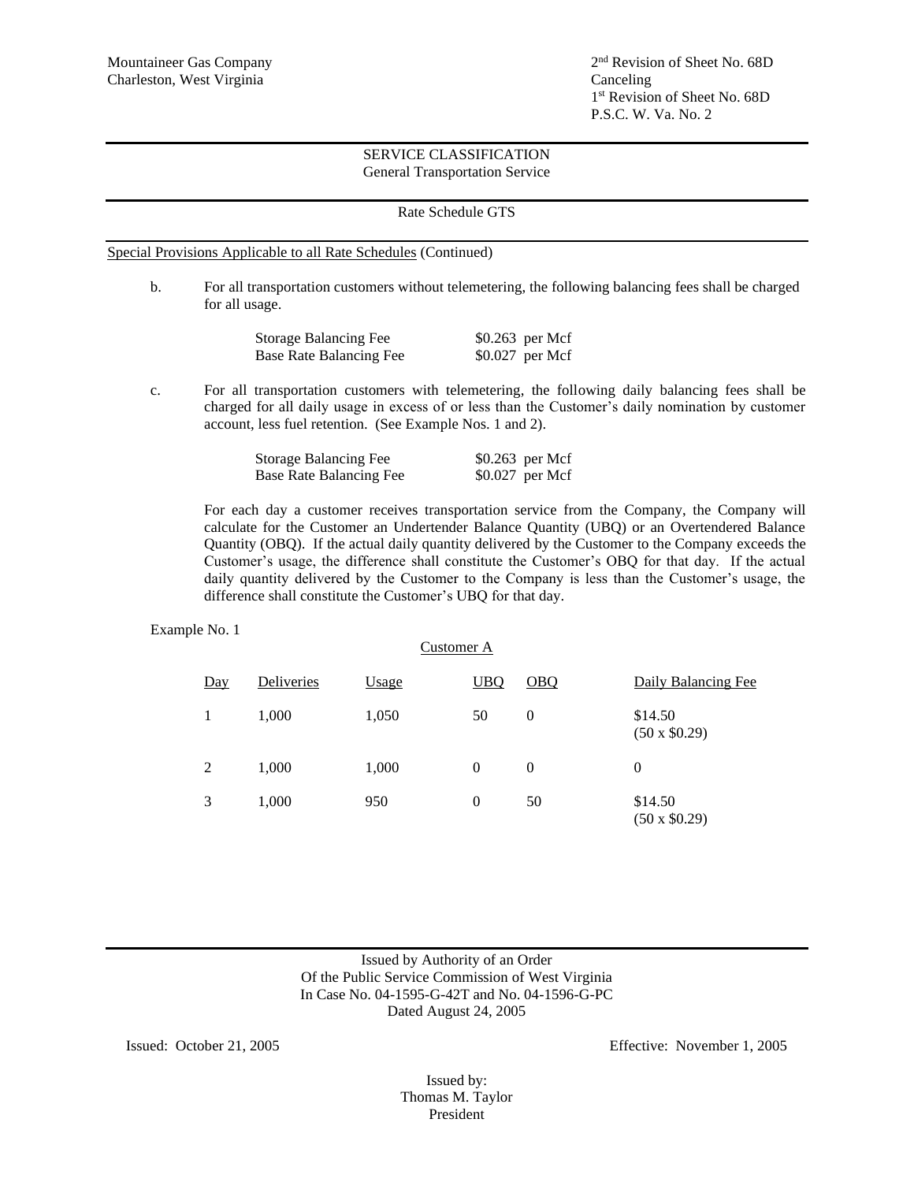Mountaineer Gas Company
Charleston, West Virginia

2nd Revision of Sheet No. 68D
Canceling
1st Revision of Sheet No. 68D
P.S.C. W. Va. No. 2

SERVICE CLASSIFICATION
General Transportation Service

Rate Schedule GTS

Special Provisions Applicable to all Rate Schedules (Continued)

b. For all transportation customers without telemetering, the following balancing fees shall be charged for all usage.

| | |
|---|---|
| Storage Balancing Fee | $0.263 per Mcf |
| Base Rate Balancing Fee | $0.027 per Mcf |

c. For all transportation customers with telemetering, the following daily balancing fees shall be charged for all daily usage in excess of or less than the Customer's daily nomination by customer account, less fuel retention. (See Example Nos. 1 and 2).

| | |
|---|---|
| Storage Balancing Fee | $0.263 per Mcf |
| Base Rate Balancing Fee | $0.027 per Mcf |

For each day a customer receives transportation service from the Company, the Company will calculate for the Customer an Undertender Balance Quantity (UBQ) or an Overtendered Balance Quantity (OBQ). If the actual daily quantity delivered by the Customer to the Company exceeds the Customer's usage, the difference shall constitute the Customer's OBQ for that day. If the actual daily quantity delivered by the Customer to the Company is less than the Customer's usage, the difference shall constitute the Customer's UBQ for that day.

Example No. 1

Customer A

| Day | Deliveries | Usage | UBQ | OBQ | Daily Balancing Fee |
|---|---|---|---|---|---|
| 1 | 1,000 | 1,050 | 50 | 0 | $14.50 (50 x $0.29) |
| 2 | 1,000 | 1,000 | 0 | 0 | 0 |
| 3 | 1,000 | 950 | 0 | 50 | $14.50 (50 x $0.29) |

Issued by Authority of an Order
Of the Public Service Commission of West Virginia
In Case No. 04-1595-G-42T and No. 04-1596-G-PC
Dated August 24, 2005

Issued: October 21, 2005

Effective: November 1, 2005

Issued by:
Thomas M. Taylor
President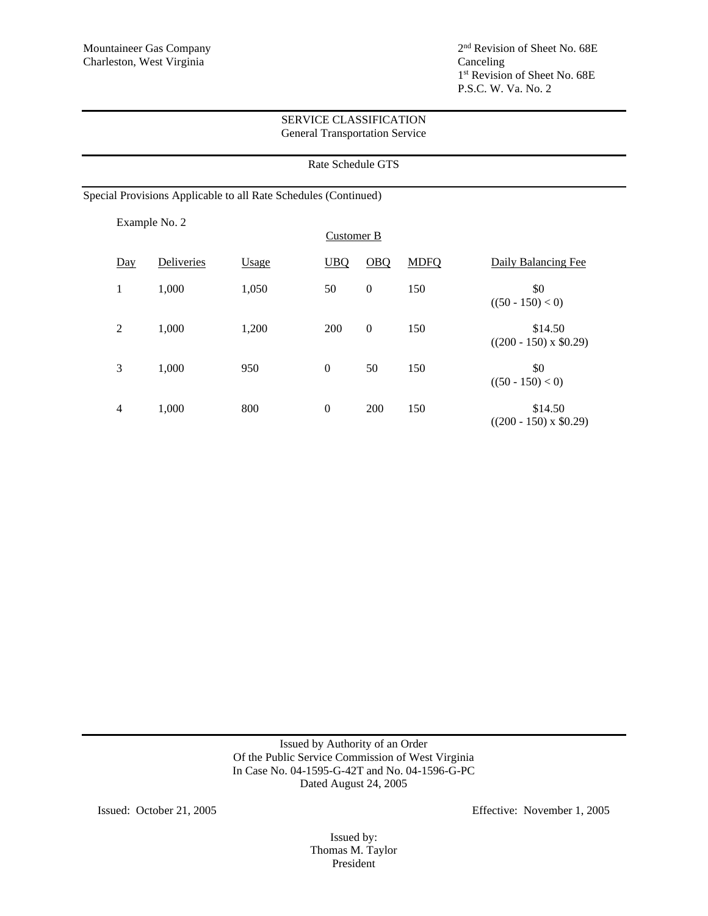Mountaineer Gas Company
Charleston, West Virginia

2nd Revision of Sheet No. 68E
Canceling
1st Revision of Sheet No. 68E
P.S.C. W. Va. No. 2

SERVICE CLASSIFICATION
General Transportation Service

Rate Schedule GTS

Special Provisions Applicable to all Rate Schedules (Continued)

Example No. 2

Customer B

| Day | Deliveries | Usage | UBQ | OBQ | MDFQ | Daily Balancing Fee |
|---|---|---|---|---|---|---|
| 1 | 1,000 | 1,050 | 50 | 0 | 150 | \$0 ((50 - 150) < 0) |
| 2 | 1,000 | 1,200 | 200 | 0 | 150 | \$14.50 ((200 - 150) x \$0.29) |
| 3 | 1,000 | 950 | 0 | 50 | 150 | \$0 ((50 - 150) < 0) |
| 4 | 1,000 | 800 | 0 | 200 | 150 | \$14.50 ((200 - 150) x \$0.29) |

Issued by Authority of an Order
Of the Public Service Commission of West Virginia
In Case No. 04-1595-G-42T and No. 04-1596-G-PC
Dated August 24, 2005

Issued: October 21, 2005

Effective: November 1, 2005

Issued by:
Thomas M. Taylor
President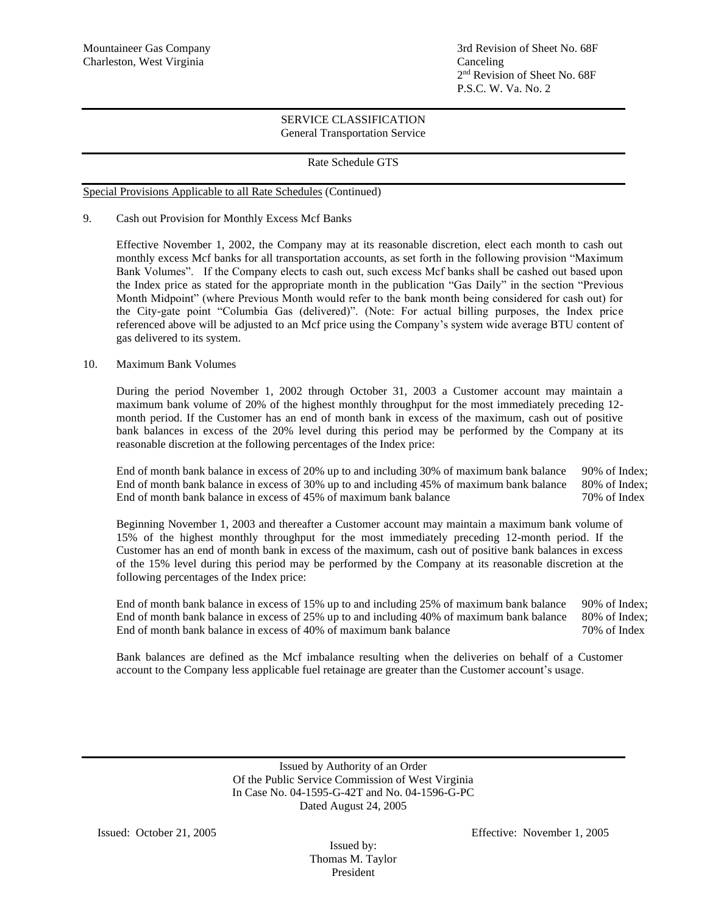Mountaineer Gas Company
Charleston, West Virginia

3rd Revision of Sheet No. 68F
Canceling
2nd Revision of Sheet No. 68F
P.S.C. W. Va. No. 2

SERVICE CLASSIFICATION
General Transportation Service

Rate Schedule GTS

Special Provisions Applicable to all Rate Schedules (Continued)

9. Cash out Provision for Monthly Excess Mcf Banks

Effective November 1, 2002, the Company may at its reasonable discretion, elect each month to cash out monthly excess Mcf banks for all transportation accounts, as set forth in the following provision "Maximum Bank Volumes". If the Company elects to cash out, such excess Mcf banks shall be cashed out based upon the Index price as stated for the appropriate month in the publication "Gas Daily" in the section "Previous Month Midpoint" (where Previous Month would refer to the bank month being considered for cash out) for the City-gate point "Columbia Gas (delivered)". (Note: For actual billing purposes, the Index price referenced above will be adjusted to an Mcf price using the Company's system wide average BTU content of gas delivered to its system.

10. Maximum Bank Volumes

During the period November 1, 2002 through October 31, 2003 a Customer account may maintain a maximum bank volume of 20% of the highest monthly throughput for the most immediately preceding 12-month period. If the Customer has an end of month bank in excess of the maximum, cash out of positive bank balances in excess of the 20% level during this period may be performed by the Company at its reasonable discretion at the following percentages of the Index price:

| | |
|---|---|
| End of month bank balance in excess of 20% up to and including 30% of maximum bank balance | 90% of Index; |
| End of month bank balance in excess of 30% up to and including 45% of maximum bank balance | 80% of Index; |
| End of month bank balance in excess of 45% of maximum bank balance | 70% of Index |

Beginning November 1, 2003 and thereafter a Customer account may maintain a maximum bank volume of 15% of the highest monthly throughput for the most immediately preceding 12-month period. If the Customer has an end of month bank in excess of the maximum, cash out of positive bank balances in excess of the 15% level during this period may be performed by the Company at its reasonable discretion at the following percentages of the Index price:

| | |
|---|---|
| End of month bank balance in excess of 15% up to and including 25% of maximum bank balance | 90% of Index; |
| End of month bank balance in excess of 25% up to and including 40% of maximum bank balance | 80% of Index; |
| End of month bank balance in excess of 40% of maximum bank balance | 70% of Index |

Bank balances are defined as the Mcf imbalance resulting when the deliveries on behalf of a Customer account to the Company less applicable fuel retainage are greater than the Customer account's usage.

Issued by Authority of an Order
Of the Public Service Commission of West Virginia
In Case No. 04-1595-G-42T and No. 04-1596-G-PC
Dated August 24, 2005

Issued: October 21, 2005

Effective: November 1, 2005

Issued by:
Thomas M. Taylor
President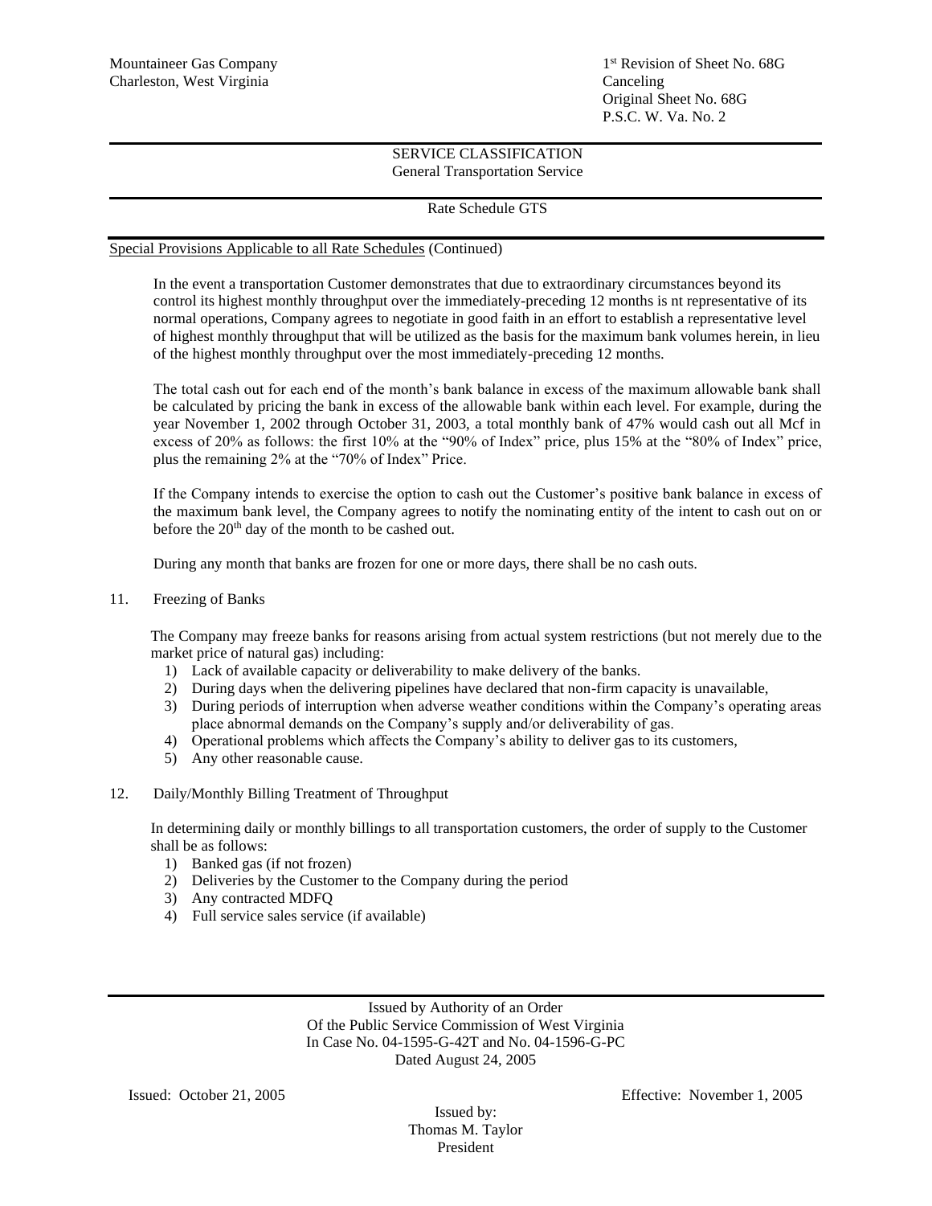Mountaineer Gas Company
Charleston, West Virginia

1st Revision of Sheet No. 68G
Canceling
Original Sheet No. 68G
P.S.C. W. Va. No. 2

SERVICE CLASSIFICATION
General Transportation Service

Rate Schedule GTS

Special Provisions Applicable to all Rate Schedules (Continued)

In the event a transportation Customer demonstrates that due to extraordinary circumstances beyond its control its highest monthly throughput over the immediately-preceding 12 months is nt representative of its normal operations, Company agrees to negotiate in good faith in an effort to establish a representative level of highest monthly throughput that will be utilized as the basis for the maximum bank volumes herein, in lieu of the highest monthly throughput over the most immediately-preceding 12 months.

The total cash out for each end of the month's bank balance in excess of the maximum allowable bank shall be calculated by pricing the bank in excess of the allowable bank within each level. For example, during the year November 1, 2002 through October 31, 2003, a total monthly bank of 47% would cash out all Mcf in excess of 20% as follows: the first 10% at the "90% of Index" price, plus 15% at the "80% of Index" price, plus the remaining 2% at the "70% of Index" Price.

If the Company intends to exercise the option to cash out the Customer's positive bank balance in excess of the maximum bank level, the Company agrees to notify the nominating entity of the intent to cash out on or before the 20th day of the month to be cashed out.

During any month that banks are frozen for one or more days, there shall be no cash outs.

11. Freezing of Banks

The Company may freeze banks for reasons arising from actual system restrictions (but not merely due to the market price of natural gas) including:

1) Lack of available capacity or deliverability to make delivery of the banks.
2) During days when the delivering pipelines have declared that non-firm capacity is unavailable,
3) During periods of interruption when adverse weather conditions within the Company's operating areas place abnormal demands on the Company's supply and/or deliverability of gas.
4) Operational problems which affects the Company's ability to deliver gas to its customers,
5) Any other reasonable cause.

12. Daily/Monthly Billing Treatment of Throughput

In determining daily or monthly billings to all transportation customers, the order of supply to the Customer shall be as follows:

1) Banked gas (if not frozen)
2) Deliveries by the Customer to the Company during the period
3) Any contracted MDFQ
4) Full service sales service (if available)

Issued by Authority of an Order
Of the Public Service Commission of West Virginia
In Case No. 04-1595-G-42T and No. 04-1596-G-PC
Dated August 24, 2005

Issued: October 21, 2005

Effective: November 1, 2005

Issued by:
Thomas M. Taylor
President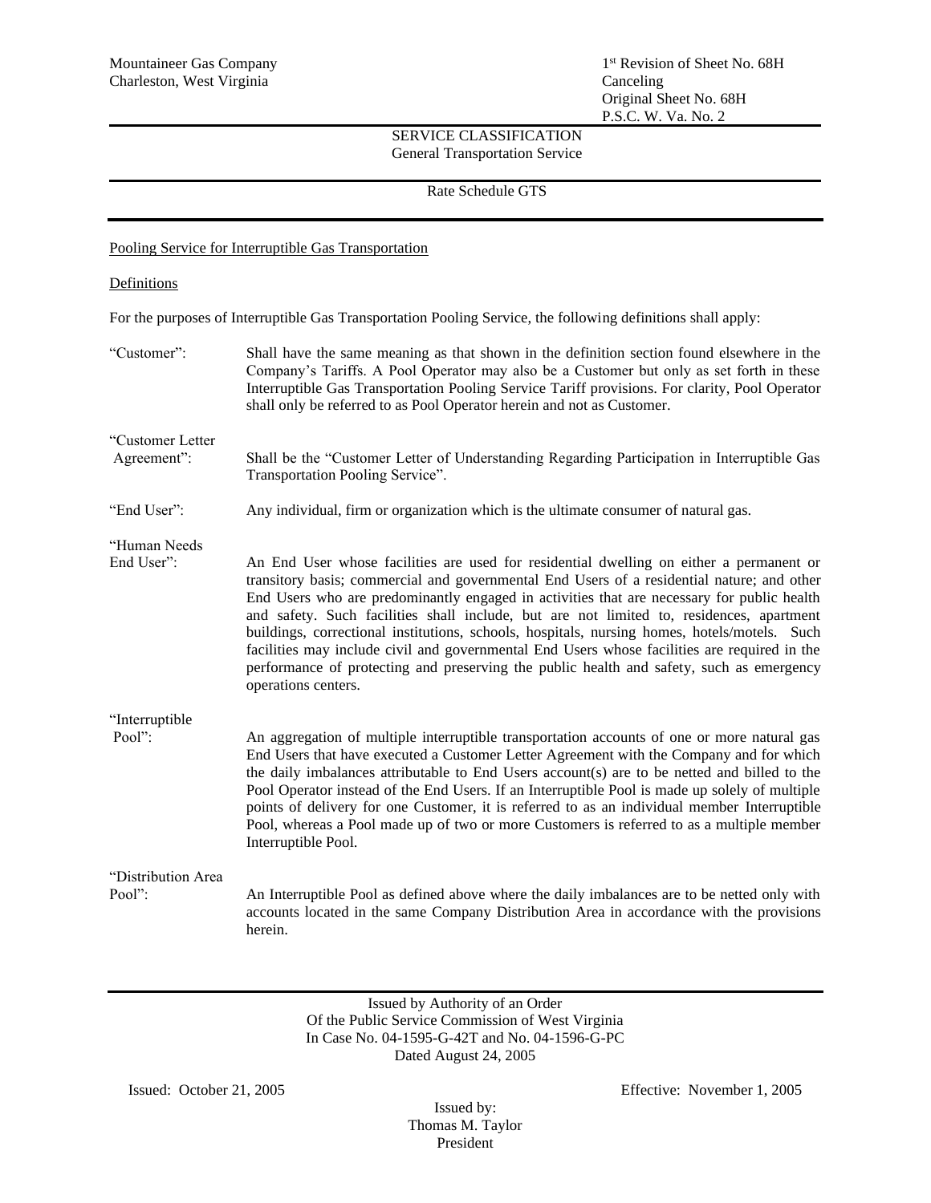Mountaineer Gas Company
Charleston, West Virginia

1st Revision of Sheet No. 68H
Canceling
Original Sheet No. 68H
P.S.C. W. Va. No. 2

SERVICE CLASSIFICATION
General Transportation Service

Rate Schedule GTS

Pooling Service for Interruptible Gas Transportation

Definitions

For the purposes of Interruptible Gas Transportation Pooling Service, the following definitions shall apply:

"Customer": Shall have the same meaning as that shown in the definition section found elsewhere in the Company's Tariffs. A Pool Operator may also be a Customer but only as set forth in these Interruptible Gas Transportation Pooling Service Tariff provisions. For clarity, Pool Operator shall only be referred to as Pool Operator herein and not as Customer.

"Customer Letter Agreement": Shall be the "Customer Letter of Understanding Regarding Participation in Interruptible Gas Transportation Pooling Service".

"End User": Any individual, firm or organization which is the ultimate consumer of natural gas.

"Human Needs End User": An End User whose facilities are used for residential dwelling on either a permanent or transitory basis; commercial and governmental End Users of a residential nature; and other End Users who are predominantly engaged in activities that are necessary for public health and safety. Such facilities shall include, but are not limited to, residences, apartment buildings, correctional institutions, schools, hospitals, nursing homes, hotels/motels. Such facilities may include civil and governmental End Users whose facilities are required in the performance of protecting and preserving the public health and safety, such as emergency operations centers.

"Interruptible Pool": An aggregation of multiple interruptible transportation accounts of one or more natural gas End Users that have executed a Customer Letter Agreement with the Company and for which the daily imbalances attributable to End Users account(s) are to be netted and billed to the Pool Operator instead of the End Users. If an Interruptible Pool is made up solely of multiple points of delivery for one Customer, it is referred to as an individual member Interruptible Pool, whereas a Pool made up of two or more Customers is referred to as a multiple member Interruptible Pool.

"Distribution Area Pool": An Interruptible Pool as defined above where the daily imbalances are to be netted only with accounts located in the same Company Distribution Area in accordance with the provisions herein.

Issued by Authority of an Order
Of the Public Service Commission of West Virginia
In Case No. 04-1595-G-42T and No. 04-1596-G-PC
Dated August 24, 2005

Issued: October 21, 2005

Effective: November 1, 2005

Issued by:
Thomas M. Taylor
President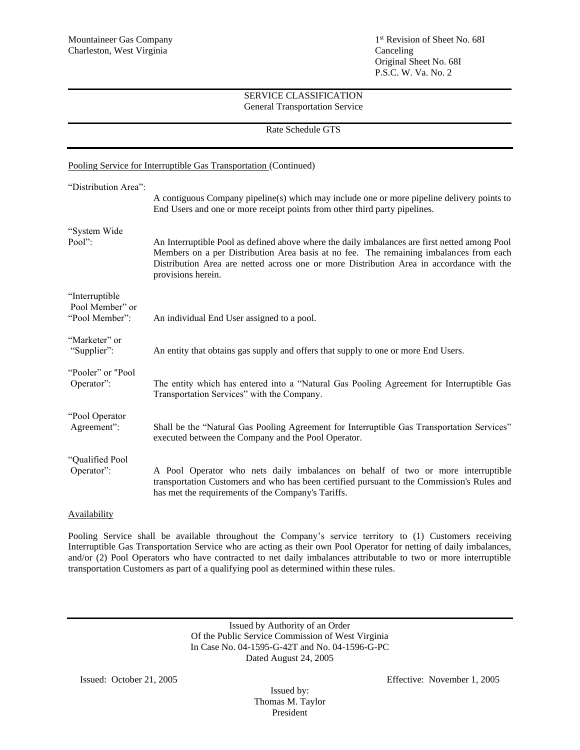Mountaineer Gas Company
Charleston, West Virginia

1st Revision of Sheet No. 68I
Canceling
Original Sheet No. 68I
P.S.C. W. Va. No. 2

SERVICE CLASSIFICATION
General Transportation Service

Rate Schedule GTS

Pooling Service for Interruptible Gas Transportation (Continued)

| | |
|---|---|
| "Distribution Area": | A contiguous Company pipeline(s) which may include one or more pipeline delivery points to End Users and one or more receipt points from other third party pipelines. |
| "System Wide Pool": | An Interruptible Pool as defined above where the daily imbalances are first netted among Pool Members on a per Distribution Area basis at no fee. The remaining imbalances from each Distribution Area are netted across one or more Distribution Area in accordance with the provisions herein. |
| "Interruptible Pool Member" or "Pool Member": | An individual End User assigned to a pool. |
| "Marketer" or "Supplier": | An entity that obtains gas supply and offers that supply to one or more End Users. |
| "Pooler" or "Pool Operator": | The entity which has entered into a "Natural Gas Pooling Agreement for Interruptible Gas Transportation Services" with the Company. |
| "Pool Operator Agreement": | Shall be the "Natural Gas Pooling Agreement for Interruptible Gas Transportation Services" executed between the Company and the Pool Operator. |
| "Qualified Pool Operator": | A Pool Operator who nets daily imbalances on behalf of two or more interruptible transportation Customers and who has been certified pursuant to the Commission's Rules and has met the requirements of the Company's Tariffs. |

Availability

Pooling Service shall be available throughout the Company's service territory to (1) Customers receiving Interruptible Gas Transportation Service who are acting as their own Pool Operator for netting of daily imbalances, and/or (2) Pool Operators who have contracted to net daily imbalances attributable to two or more interruptible transportation Customers as part of a qualifying pool as determined within these rules.

Issued by Authority of an Order
Of the Public Service Commission of West Virginia
In Case No. 04-1595-G-42T and No. 04-1596-G-PC
Dated August 24, 2005

Issued: October 21, 2005

Effective: November 1, 2005

Issued by:
Thomas M. Taylor
President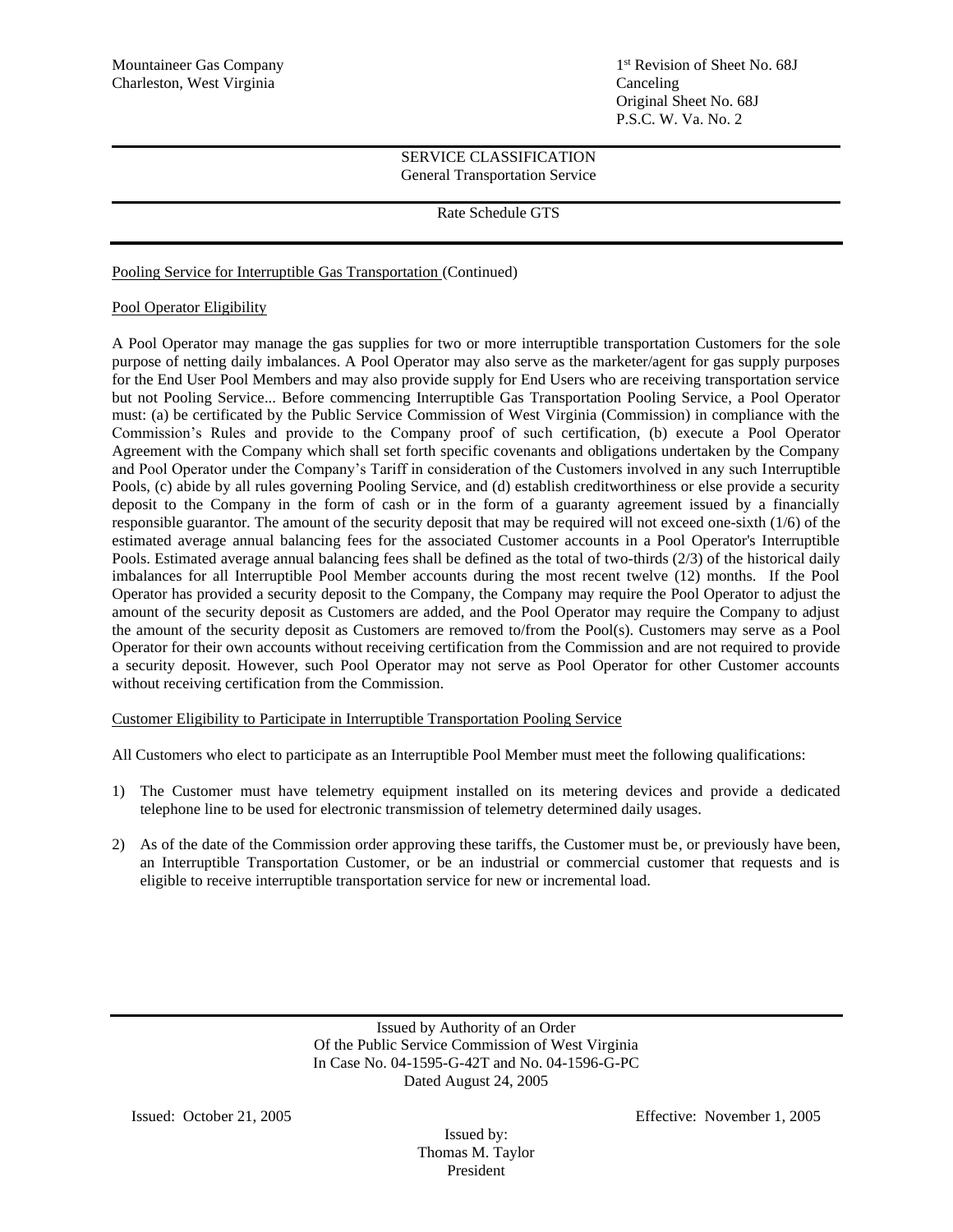Mountaineer Gas Company
Charleston, West Virginia

1st Revision of Sheet No. 68J
Canceling
Original Sheet No. 68J
P.S.C. W. Va. No. 2

SERVICE CLASSIFICATION
General Transportation Service

Rate Schedule GTS

Pooling Service for Interruptible Gas Transportation (Continued)

Pool Operator Eligibility

A Pool Operator may manage the gas supplies for two or more interruptible transportation Customers for the sole purpose of netting daily imbalances. A Pool Operator may also serve as the marketer/agent for gas supply purposes for the End User Pool Members and may also provide supply for End Users who are receiving transportation service but not Pooling Service... Before commencing Interruptible Gas Transportation Pooling Service, a Pool Operator must: (a) be certificated by the Public Service Commission of West Virginia (Commission) in compliance with the Commission's Rules and provide to the Company proof of such certification, (b) execute a Pool Operator Agreement with the Company which shall set forth specific covenants and obligations undertaken by the Company and Pool Operator under the Company's Tariff in consideration of the Customers involved in any such Interruptible Pools, (c) abide by all rules governing Pooling Service, and (d) establish creditworthiness or else provide a security deposit to the Company in the form of cash or in the form of a guaranty agreement issued by a financially responsible guarantor. The amount of the security deposit that may be required will not exceed one-sixth (1/6) of the estimated average annual balancing fees for the associated Customer accounts in a Pool Operator's Interruptible Pools. Estimated average annual balancing fees shall be defined as the total of two-thirds (2/3) of the historical daily imbalances for all Interruptible Pool Member accounts during the most recent twelve (12) months. If the Pool Operator has provided a security deposit to the Company, the Company may require the Pool Operator to adjust the amount of the security deposit as Customers are added, and the Pool Operator may require the Company to adjust the amount of the security deposit as Customers are removed to/from the Pool(s). Customers may serve as a Pool Operator for their own accounts without receiving certification from the Commission and are not required to provide a security deposit. However, such Pool Operator may not serve as Pool Operator for other Customer accounts without receiving certification from the Commission.

Customer Eligibility to Participate in Interruptible Transportation Pooling Service

All Customers who elect to participate as an Interruptible Pool Member must meet the following qualifications:

1) The Customer must have telemetry equipment installed on its metering devices and provide a dedicated telephone line to be used for electronic transmission of telemetry determined daily usages.

2) As of the date of the Commission order approving these tariffs, the Customer must be, or previously have been, an Interruptible Transportation Customer, or be an industrial or commercial customer that requests and is eligible to receive interruptible transportation service for new or incremental load.

Issued by Authority of an Order
Of the Public Service Commission of West Virginia
In Case No. 04-1595-G-42T and No. 04-1596-G-PC
Dated August 24, 2005

Issued: October 21, 2005

Effective: November 1, 2005

Issued by:
Thomas M. Taylor
President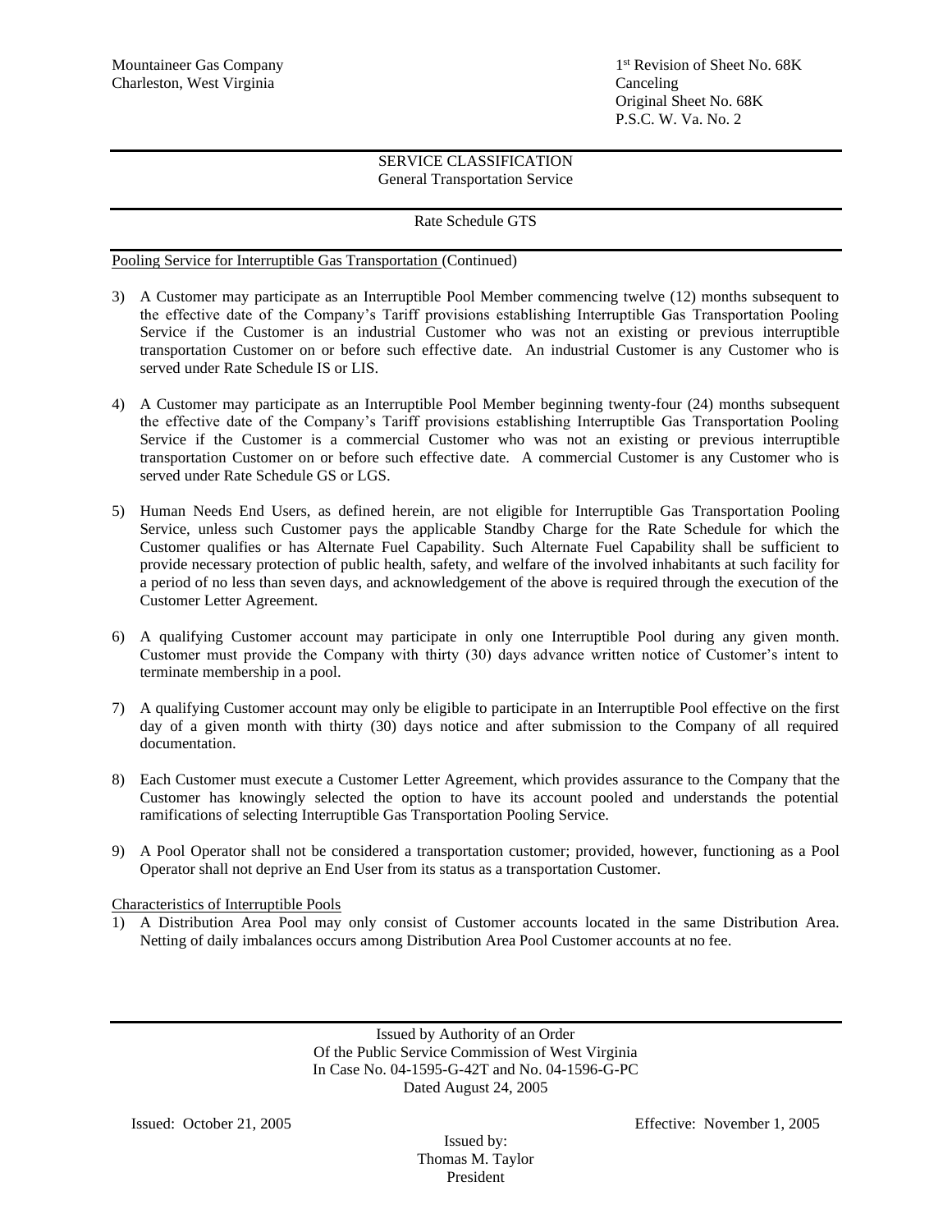Mountaineer Gas Company
Charleston, West Virginia

1st Revision of Sheet No. 68K
Canceling
Original Sheet No. 68K
P.S.C. W. Va. No. 2

SERVICE CLASSIFICATION
General Transportation Service

Rate Schedule GTS

Pooling Service for Interruptible Gas Transportation (Continued)

3) A Customer may participate as an Interruptible Pool Member commencing twelve (12) months subsequent to the effective date of the Company's Tariff provisions establishing Interruptible Gas Transportation Pooling Service if the Customer is an industrial Customer who was not an existing or previous interruptible transportation Customer on or before such effective date. An industrial Customer is any Customer who is served under Rate Schedule IS or LIS.

4) A Customer may participate as an Interruptible Pool Member beginning twenty-four (24) months subsequent the effective date of the Company's Tariff provisions establishing Interruptible Gas Transportation Pooling Service if the Customer is a commercial Customer who was not an existing or previous interruptible transportation Customer on or before such effective date. A commercial Customer is any Customer who is served under Rate Schedule GS or LGS.

5) Human Needs End Users, as defined herein, are not eligible for Interruptible Gas Transportation Pooling Service, unless such Customer pays the applicable Standby Charge for the Rate Schedule for which the Customer qualifies or has Alternate Fuel Capability. Such Alternate Fuel Capability shall be sufficient to provide necessary protection of public health, safety, and welfare of the involved inhabitants at such facility for a period of no less than seven days, and acknowledgement of the above is required through the execution of the Customer Letter Agreement.

6) A qualifying Customer account may participate in only one Interruptible Pool during any given month. Customer must provide the Company with thirty (30) days advance written notice of Customer's intent to terminate membership in a pool.

7) A qualifying Customer account may only be eligible to participate in an Interruptible Pool effective on the first day of a given month with thirty (30) days notice and after submission to the Company of all required documentation.

8) Each Customer must execute a Customer Letter Agreement, which provides assurance to the Company that the Customer has knowingly selected the option to have its account pooled and understands the potential ramifications of selecting Interruptible Gas Transportation Pooling Service.

9) A Pool Operator shall not be considered a transportation customer; provided, however, functioning as a Pool Operator shall not deprive an End User from its status as a transportation Customer.

Characteristics of Interruptible Pools

1) A Distribution Area Pool may only consist of Customer accounts located in the same Distribution Area. Netting of daily imbalances occurs among Distribution Area Pool Customer accounts at no fee.

Issued by Authority of an Order
Of the Public Service Commission of West Virginia
In Case No. 04-1595-G-42T and No. 04-1596-G-PC
Dated August 24, 2005

Issued: October 21, 2005

Effective: November 1, 2005

Issued by:
Thomas M. Taylor
President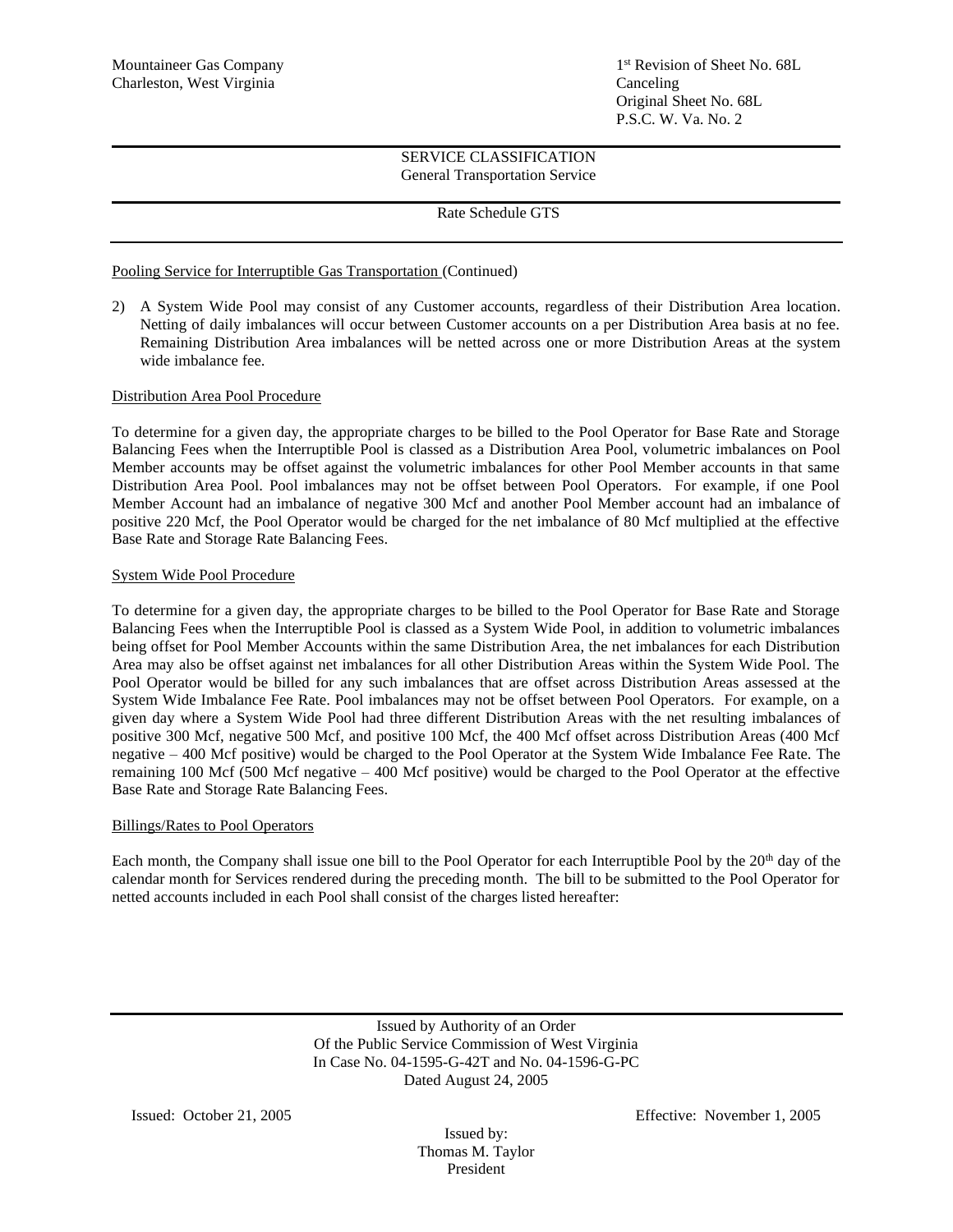Mountaineer Gas Company
Charleston, West Virginia

1st Revision of Sheet No. 68L
Canceling
Original Sheet No. 68L
P.S.C. W. Va. No. 2

SERVICE CLASSIFICATION
General Transportation Service

Rate Schedule GTS

Pooling Service for Interruptible Gas Transportation (Continued)

2) A System Wide Pool may consist of any Customer accounts, regardless of their Distribution Area location. Netting of daily imbalances will occur between Customer accounts on a per Distribution Area basis at no fee. Remaining Distribution Area imbalances will be netted across one or more Distribution Areas at the system wide imbalance fee.

Distribution Area Pool Procedure

To determine for a given day, the appropriate charges to be billed to the Pool Operator for Base Rate and Storage Balancing Fees when the Interruptible Pool is classed as a Distribution Area Pool, volumetric imbalances on Pool Member accounts may be offset against the volumetric imbalances for other Pool Member accounts in that same Distribution Area Pool. Pool imbalances may not be offset between Pool Operators. For example, if one Pool Member Account had an imbalance of negative 300 Mcf and another Pool Member account had an imbalance of positive 220 Mcf, the Pool Operator would be charged for the net imbalance of 80 Mcf multiplied at the effective Base Rate and Storage Rate Balancing Fees.

System Wide Pool Procedure

To determine for a given day, the appropriate charges to be billed to the Pool Operator for Base Rate and Storage Balancing Fees when the Interruptible Pool is classed as a System Wide Pool, in addition to volumetric imbalances being offset for Pool Member Accounts within the same Distribution Area, the net imbalances for each Distribution Area may also be offset against net imbalances for all other Distribution Areas within the System Wide Pool. The Pool Operator would be billed for any such imbalances that are offset across Distribution Areas assessed at the System Wide Imbalance Fee Rate. Pool imbalances may not be offset between Pool Operators. For example, on a given day where a System Wide Pool had three different Distribution Areas with the net resulting imbalances of positive 300 Mcf, negative 500 Mcf, and positive 100 Mcf, the 400 Mcf offset across Distribution Areas (400 Mcf negative – 400 Mcf positive) would be charged to the Pool Operator at the System Wide Imbalance Fee Rate. The remaining 100 Mcf (500 Mcf negative – 400 Mcf positive) would be charged to the Pool Operator at the effective Base Rate and Storage Rate Balancing Fees.

Billings/Rates to Pool Operators

Each month, the Company shall issue one bill to the Pool Operator for each Interruptible Pool by the 20th day of the calendar month for Services rendered during the preceding month. The bill to be submitted to the Pool Operator for netted accounts included in each Pool shall consist of the charges listed hereafter:

Issued by Authority of an Order
Of the Public Service Commission of West Virginia
In Case No. 04-1595-G-42T and No. 04-1596-G-PC
Dated August 24, 2005

Issued: October 21, 2005

Effective: November 1, 2005

Issued by:
Thomas M. Taylor
President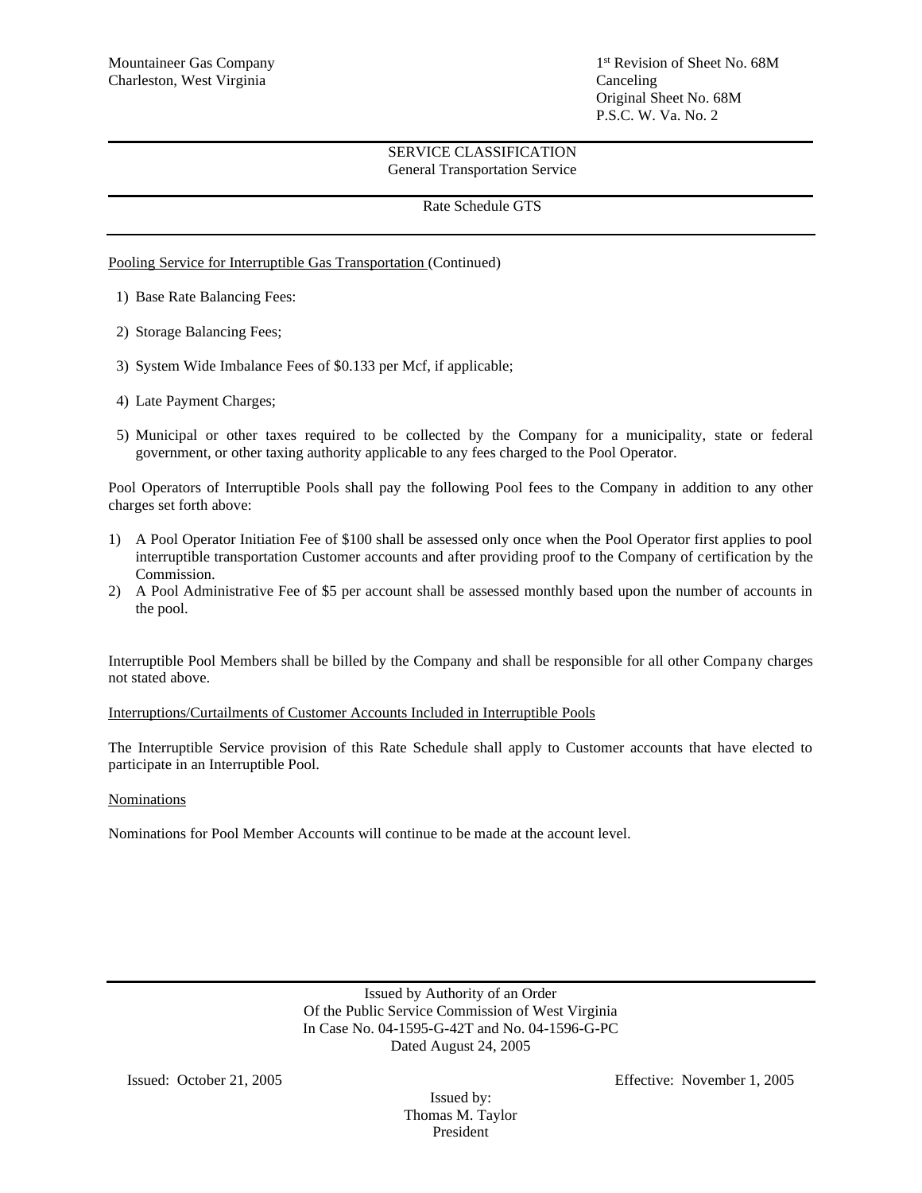Mountaineer Gas Company
Charleston, West Virginia

1st Revision of Sheet No. 68M
Canceling
Original Sheet No. 68M
P.S.C. W. Va. No. 2

SERVICE CLASSIFICATION
General Transportation Service

Rate Schedule GTS

Pooling Service for Interruptible Gas Transportation (Continued)

1) Base Rate Balancing Fees:
2) Storage Balancing Fees;
3) System Wide Imbalance Fees of $0.133 per Mcf, if applicable;
4) Late Payment Charges;
5) Municipal or other taxes required to be collected by the Company for a municipality, state or federal government, or other taxing authority applicable to any fees charged to the Pool Operator.

Pool Operators of Interruptible Pools shall pay the following Pool fees to the Company in addition to any other charges set forth above:

1) A Pool Operator Initiation Fee of $100 shall be assessed only once when the Pool Operator first applies to pool interruptible transportation Customer accounts and after providing proof to the Company of certification by the Commission.
2) A Pool Administrative Fee of $5 per account shall be assessed monthly based upon the number of accounts in the pool.

Interruptible Pool Members shall be billed by the Company and shall be responsible for all other Company charges not stated above.

Interruptions/Curtailments of Customer Accounts Included in Interruptible Pools

The Interruptible Service provision of this Rate Schedule shall apply to Customer accounts that have elected to participate in an Interruptible Pool.

Nominations

Nominations for Pool Member Accounts will continue to be made at the account level.

Issued by Authority of an Order
Of the Public Service Commission of West Virginia
In Case No. 04-1595-G-42T and No. 04-1596-G-PC
Dated August 24, 2005

Issued: October 21, 2005

Effective: November 1, 2005

Issued by:
Thomas M. Taylor
President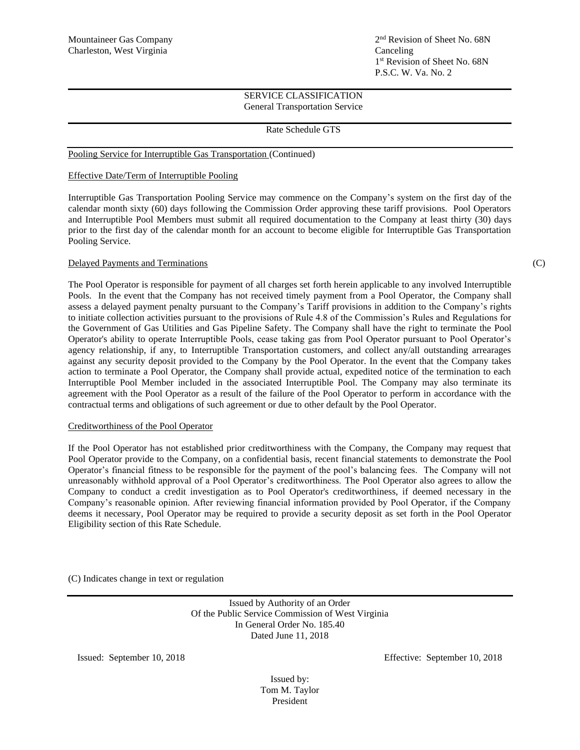Mountaineer Gas Company
Charleston, West Virginia

2nd Revision of Sheet No. 68N
Canceling
1st Revision of Sheet No. 68N
P.S.C. W. Va. No. 2

SERVICE CLASSIFICATION
General Transportation Service

Rate Schedule GTS

Pooling Service for Interruptible Gas Transportation (Continued)

Effective Date/Term of Interruptible Pooling

Interruptible Gas Transportation Pooling Service may commence on the Company's system on the first day of the calendar month sixty (60) days following the Commission Order approving these tariff provisions. Pool Operators and Interruptible Pool Members must submit all required documentation to the Company at least thirty (30) days prior to the first day of the calendar month for an account to become eligible for Interruptible Gas Transportation Pooling Service.

Delayed Payments and Terminations (C)

The Pool Operator is responsible for payment of all charges set forth herein applicable to any involved Interruptible Pools. In the event that the Company has not received timely payment from a Pool Operator, the Company shall assess a delayed payment penalty pursuant to the Company's Tariff provisions in addition to the Company's rights to initiate collection activities pursuant to the provisions of Rule 4.8 of the Commission's Rules and Regulations for the Government of Gas Utilities and Gas Pipeline Safety. The Company shall have the right to terminate the Pool Operator's ability to operate Interruptible Pools, cease taking gas from Pool Operator pursuant to Pool Operator's agency relationship, if any, to Interruptible Transportation customers, and collect any/all outstanding arrearages against any security deposit provided to the Company by the Pool Operator. In the event that the Company takes action to terminate a Pool Operator, the Company shall provide actual, expedited notice of the termination to each Interruptible Pool Member included in the associated Interruptible Pool. The Company may also terminate its agreement with the Pool Operator as a result of the failure of the Pool Operator to perform in accordance with the contractual terms and obligations of such agreement or due to other default by the Pool Operator.

Creditworthiness of the Pool Operator

If the Pool Operator has not established prior creditworthiness with the Company, the Company may request that Pool Operator provide to the Company, on a confidential basis, recent financial statements to demonstrate the Pool Operator's financial fitness to be responsible for the payment of the pool's balancing fees. The Company will not unreasonably withhold approval of a Pool Operator's creditworthiness. The Pool Operator also agrees to allow the Company to conduct a credit investigation as to Pool Operator's creditworthiness, if deemed necessary in the Company's reasonable opinion. After reviewing financial information provided by Pool Operator, if the Company deems it necessary, Pool Operator may be required to provide a security deposit as set forth in the Pool Operator Eligibility section of this Rate Schedule.

(C) Indicates change in text or regulation

Issued by Authority of an Order
Of the Public Service Commission of West Virginia
In General Order No. 185.40
Dated June 11, 2018

Issued: September 10, 2018

Effective: September 10, 2018

Issued by:
Tom M. Taylor
President